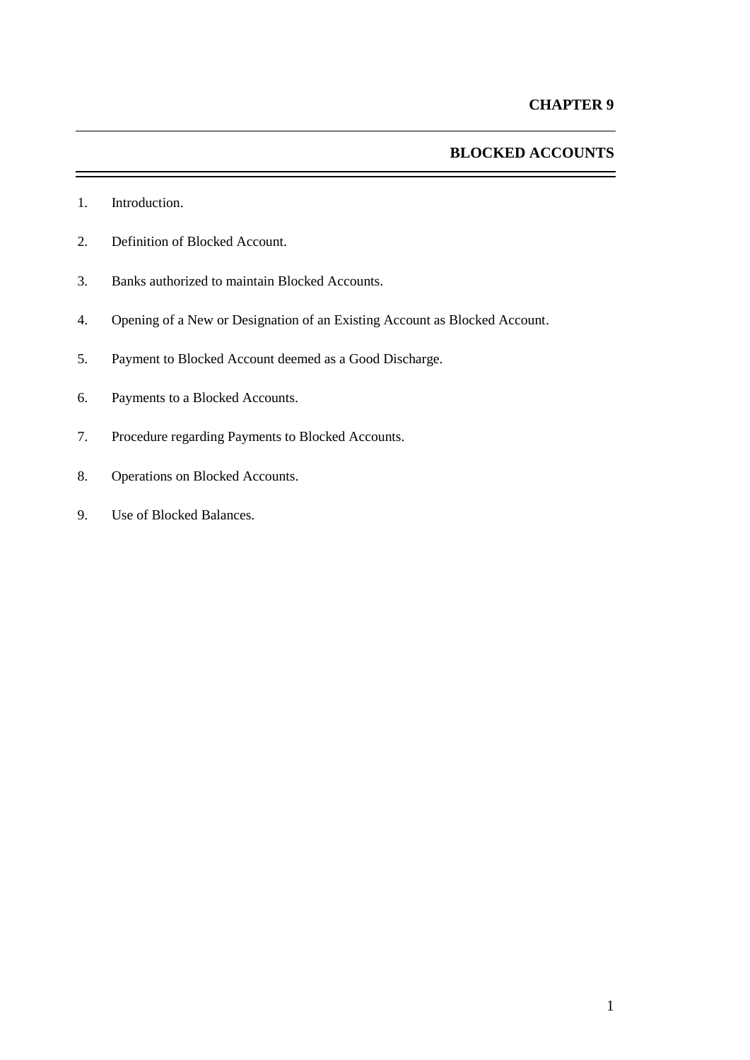# CHAPTER 9

## BLOCKED ACCOUNTS

1. Introduction.
2. Definition of Blocked Account.
3. Banks authorized to maintain Blocked Accounts.
4. Opening of a New or Designation of an Existing Account as Blocked Account.
5. Payment to Blocked Account deemed as a Good Discharge.
6. Payments to a Blocked Accounts.
7. Procedure regarding Payments to Blocked Accounts.
8. Operations on Blocked Accounts.
9. Use of Blocked Balances.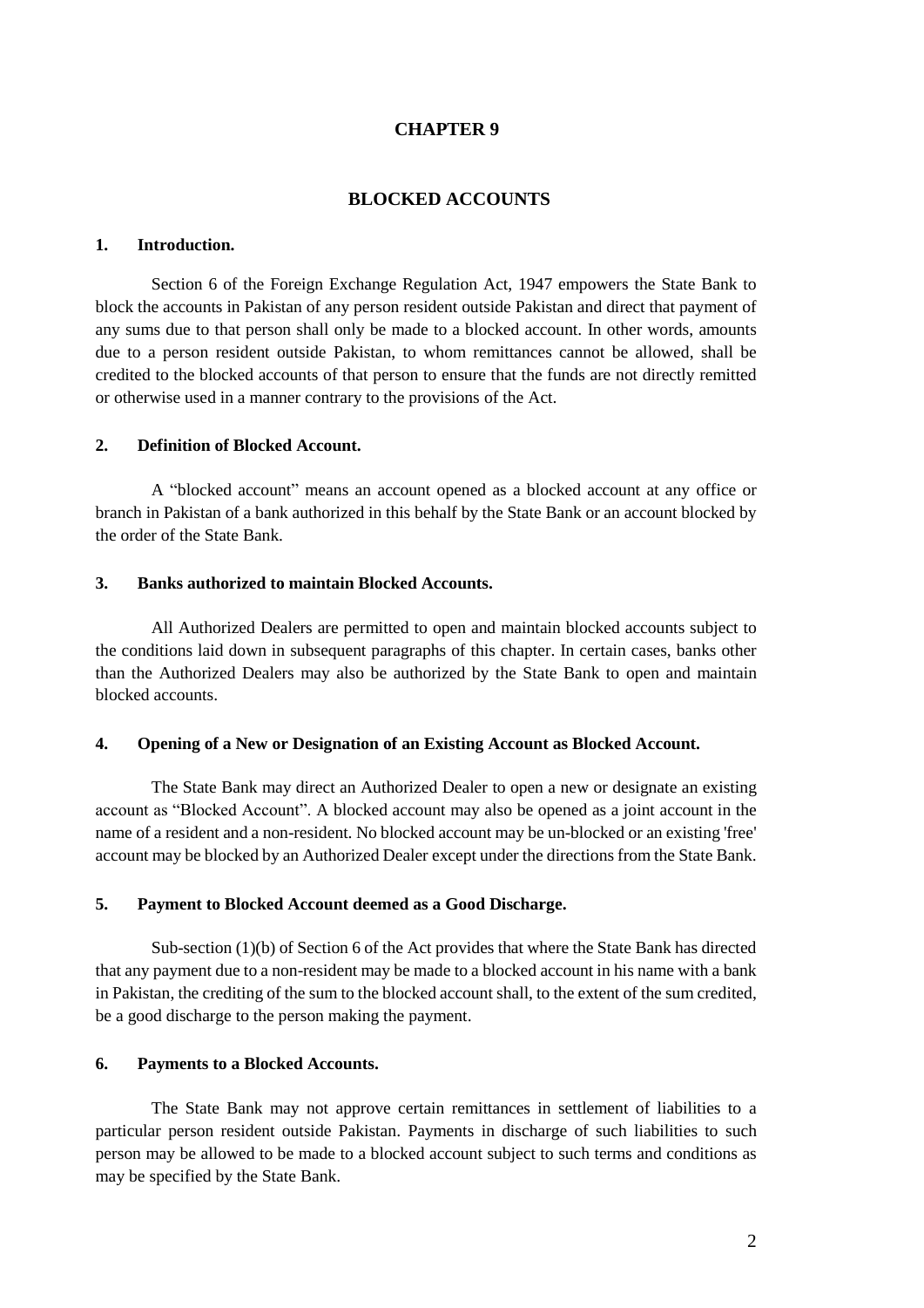# CHAPTER 9

## BLOCKED ACCOUNTS

### 1. Introduction.

Section 6 of the Foreign Exchange Regulation Act, 1947 empowers the State Bank to block the accounts in Pakistan of any person resident outside Pakistan and direct that payment of any sums due to that person shall only be made to a blocked account. In other words, amounts due to a person resident outside Pakistan, to whom remittances cannot be allowed, shall be credited to the blocked accounts of that person to ensure that the funds are not directly remitted or otherwise used in a manner contrary to the provisions of the Act.

### 2. Definition of Blocked Account.

A "blocked account" means an account opened as a blocked account at any office or branch in Pakistan of a bank authorized in this behalf by the State Bank or an account blocked by the order of the State Bank.

### 3. Banks authorized to maintain Blocked Accounts.

All Authorized Dealers are permitted to open and maintain blocked accounts subject to the conditions laid down in subsequent paragraphs of this chapter. In certain cases, banks other than the Authorized Dealers may also be authorized by the State Bank to open and maintain blocked accounts.

### 4. Opening of a New or Designation of an Existing Account as Blocked Account.

The State Bank may direct an Authorized Dealer to open a new or designate an existing account as "Blocked Account". A blocked account may also be opened as a joint account in the name of a resident and a non-resident. No blocked account may be un-blocked or an existing 'free' account may be blocked by an Authorized Dealer except under the directions from the State Bank.

### 5. Payment to Blocked Account deemed as a Good Discharge.

Sub-section (1)(b) of Section 6 of the Act provides that where the State Bank has directed that any payment due to a non-resident may be made to a blocked account in his name with a bank in Pakistan, the crediting of the sum to the blocked account shall, to the extent of the sum credited, be a good discharge to the person making the payment.

### 6. Payments to a Blocked Accounts.

The State Bank may not approve certain remittances in settlement of liabilities to a particular person resident outside Pakistan. Payments in discharge of such liabilities to such person may be allowed to be made to a blocked account subject to such terms and conditions as may be specified by the State Bank.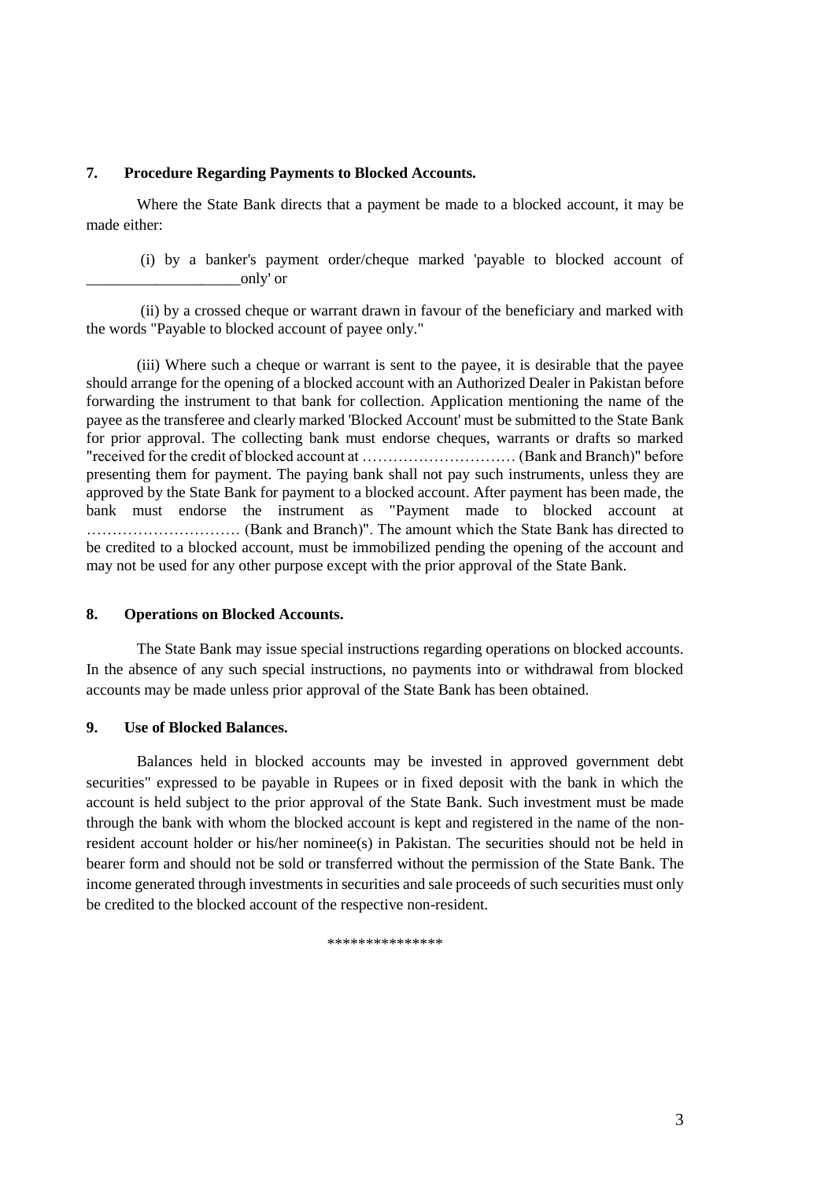### 7. Procedure Regarding Payments to Blocked Accounts.

Where the State Bank directs that a payment be made to a blocked account, it may be made either:

(i) by a banker's payment order/cheque marked 'payable to blocked account of ____________________only' or

(ii) by a crossed cheque or warrant drawn in favour of the beneficiary and marked with the words "Payable to blocked account of payee only."

(iii) Where such a cheque or warrant is sent to the payee, it is desirable that the payee should arrange for the opening of a blocked account with an Authorized Dealer in Pakistan before forwarding the instrument to that bank for collection. Application mentioning the name of the payee as the transferee and clearly marked 'Blocked Account' must be submitted to the State Bank for prior approval. The collecting bank must endorse cheques, warrants or drafts so marked "received for the credit of blocked account at ………………………… (Bank and Branch)" before presenting them for payment. The paying bank shall not pay such instruments, unless they are approved by the State Bank for payment to a blocked account. After payment has been made, the bank must endorse the instrument as "Payment made to blocked account at ………………………… (Bank and Branch)". The amount which the State Bank has directed to be credited to a blocked account, must be immobilized pending the opening of the account and may not be used for any other purpose except with the prior approval of the State Bank.

### 8. Operations on Blocked Accounts.

The State Bank may issue special instructions regarding operations on blocked accounts. In the absence of any such special instructions, no payments into or withdrawal from blocked accounts may be made unless prior approval of the State Bank has been obtained.

### 9. Use of Blocked Balances.

Balances held in blocked accounts may be invested in approved government debt securities" expressed to be payable in Rupees or in fixed deposit with the bank in which the account is held subject to the prior approval of the State Bank. Such investment must be made through the bank with whom the blocked account is kept and registered in the name of the non-resident account holder or his/her nominee(s) in Pakistan. The securities should not be held in bearer form and should not be sold or transferred without the permission of the State Bank. The income generated through investments in securities and sale proceeds of such securities must only be credited to the blocked account of the respective non-resident.

***************